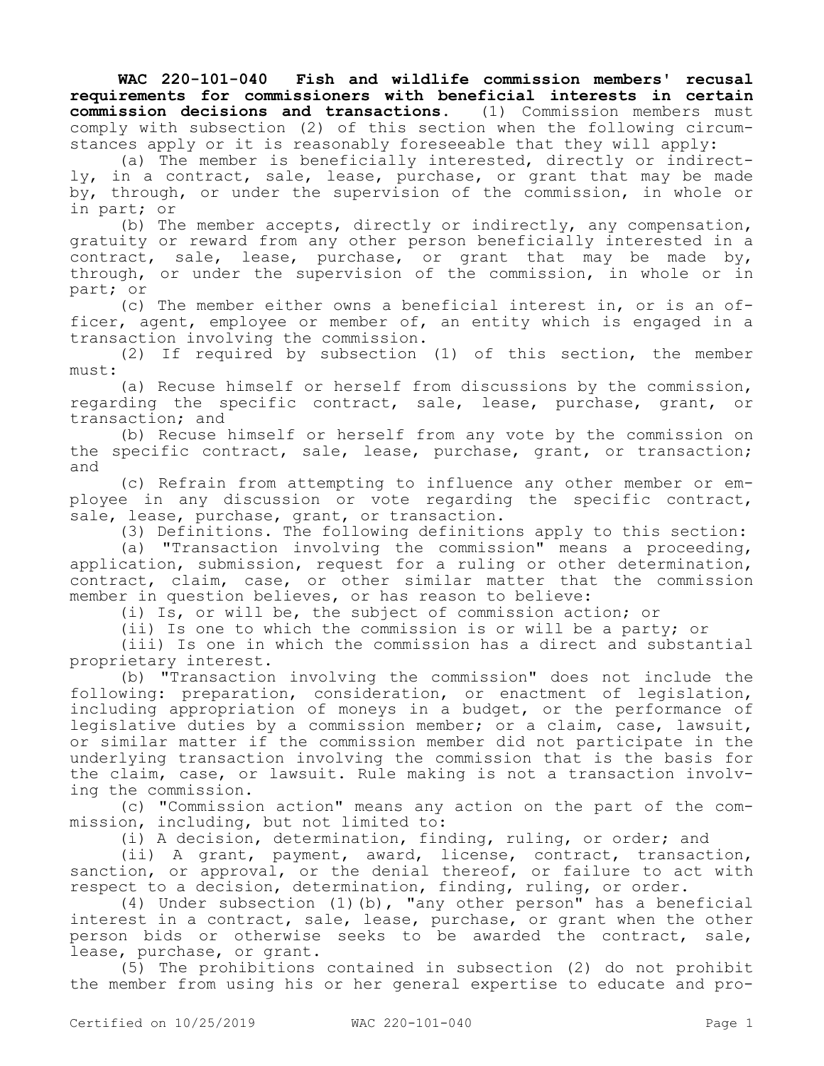**WAC 220-101-040 Fish and wildlife commission members' recusal requirements for commissioners with beneficial interests in certain commission decisions and transactions.** (1) Commission members must comply with subsection (2) of this section when the following circumstances apply or it is reasonably foreseeable that they will apply:

(a) The member is beneficially interested, directly or indirectly, in a contract, sale, lease, purchase, or grant that may be made by, through, or under the supervision of the commission, in whole or in part; or

(b) The member accepts, directly or indirectly, any compensation, gratuity or reward from any other person beneficially interested in a contract, sale, lease, purchase, or grant that may be made by, through, or under the supervision of the commission, in whole or in part; or

(c) The member either owns a beneficial interest in, or is an officer, agent, employee or member of, an entity which is engaged in a transaction involving the commission.

(2) If required by subsection (1) of this section, the member must:

(a) Recuse himself or herself from discussions by the commission, regarding the specific contract, sale, lease, purchase, grant, or transaction; and

(b) Recuse himself or herself from any vote by the commission on the specific contract, sale, lease, purchase, grant, or transaction; and

(c) Refrain from attempting to influence any other member or employee in any discussion or vote regarding the specific contract, sale, lease, purchase, grant, or transaction.

(3) Definitions. The following definitions apply to this section:

(a) "Transaction involving the commission" means a proceeding, application, submission, request for a ruling or other determination, contract, claim, case, or other similar matter that the commission member in question believes, or has reason to believe:

(i) Is, or will be, the subject of commission action; or

(ii) Is one to which the commission is or will be a party; or

(iii) Is one in which the commission has a direct and substantial proprietary interest.

(b) "Transaction involving the commission" does not include the following: preparation, consideration, or enactment of legislation, including appropriation of moneys in a budget, or the performance of legislative duties by a commission member; or a claim, case, lawsuit, or similar matter if the commission member did not participate in the underlying transaction involving the commission that is the basis for the claim, case, or lawsuit. Rule making is not a transaction involving the commission.

(c) "Commission action" means any action on the part of the commission, including, but not limited to:

(i) A decision, determination, finding, ruling, or order; and

(ii) A grant, payment, award, license, contract, transaction, sanction, or approval, or the denial thereof, or failure to act with respect to a decision, determination, finding, ruling, or order.

(4) Under subsection (1)(b), "any other person" has a beneficial interest in a contract, sale, lease, purchase, or grant when the other person bids or otherwise seeks to be awarded the contract, sale, lease, purchase, or grant.

(5) The prohibitions contained in subsection (2) do not prohibit the member from using his or her general expertise to educate and pro-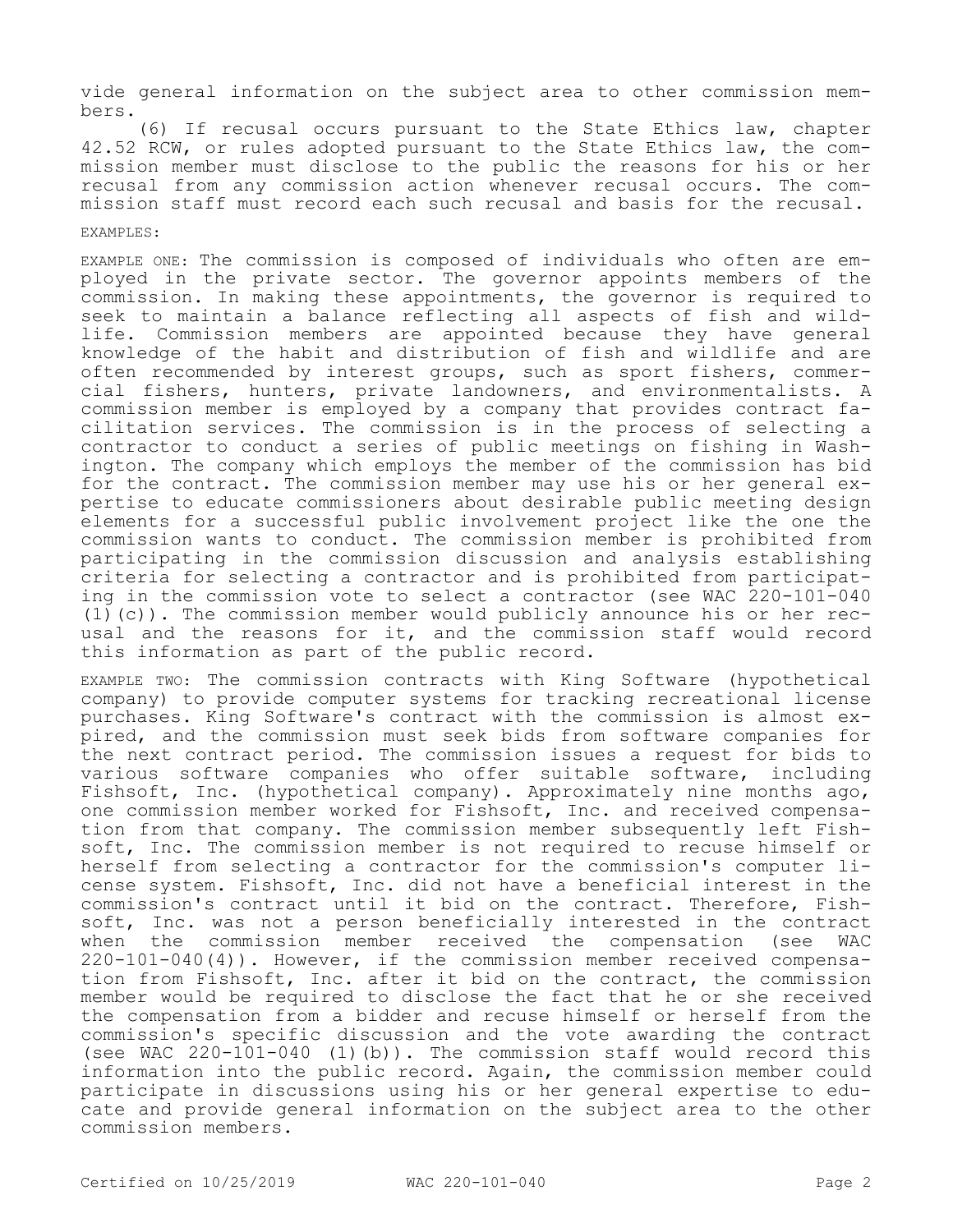vide general information on the subject area to other commission members.

(6) If recusal occurs pursuant to the State Ethics law, chapter 42.52 RCW, or rules adopted pursuant to the State Ethics law, the commission member must disclose to the public the reasons for his or her recusal from any commission action whenever recusal occurs. The commission staff must record each such recusal and basis for the recusal.

EXAMPLES:

EXAMPLE ONE: The commission is composed of individuals who often are employed in the private sector. The governor appoints members of the commission. In making these appointments, the governor is required to seek to maintain a balance reflecting all aspects of fish and wildlife. Commission members are appointed because they have general knowledge of the habit and distribution of fish and wildlife and are often recommended by interest groups, such as sport fishers, commercial fishers, hunters, private landowners, and environmentalists. A commission member is employed by a company that provides contract facilitation services. The commission is in the process of selecting a contractor to conduct a series of public meetings on fishing in Washington. The company which employs the member of the commission has bid for the contract. The commission member may use his or her general expertise to educate commissioners about desirable public meeting design elements for a successful public involvement project like the one the commission wants to conduct. The commission member is prohibited from participating in the commission discussion and analysis establishing criteria for selecting a contractor and is prohibited from participating in the commission vote to select a contractor (see WAC 220-101-040 (1)(c)). The commission member would publicly announce his or her recusal and the reasons for it, and the commission staff would record this information as part of the public record.

EXAMPLE TWO: The commission contracts with King Software (hypothetical company) to provide computer systems for tracking recreational license purchases. King Software's contract with the commission is almost expired, and the commission must seek bids from software companies for the next contract period. The commission issues a request for bids to various software companies who offer suitable software, including Fishsoft, Inc. (hypothetical company). Approximately nine months ago, one commission member worked for Fishsoft, Inc. and received compensation from that company. The commission member subsequently left Fishsoft, Inc. The commission member is not required to recuse himself or herself from selecting a contractor for the commission's computer license system. Fishsoft, Inc. did not have a beneficial interest in the commission's contract until it bid on the contract. Therefore, Fishsoft, Inc. was not a person beneficially interested in the contract when the commission member received the compensation (see WAC 220-101-040(4)). However, if the commission member received compensation from Fishsoft, Inc. after it bid on the contract, the commission member would be required to disclose the fact that he or she received the compensation from a bidder and recuse himself or herself from the commission's specific discussion and the vote awarding the contract (see WAC 220-101-040 (1)(b)). The commission staff would record this information into the public record. Again, the commission member could participate in discussions using his or her general expertise to educate and provide general information on the subject area to the other commission members.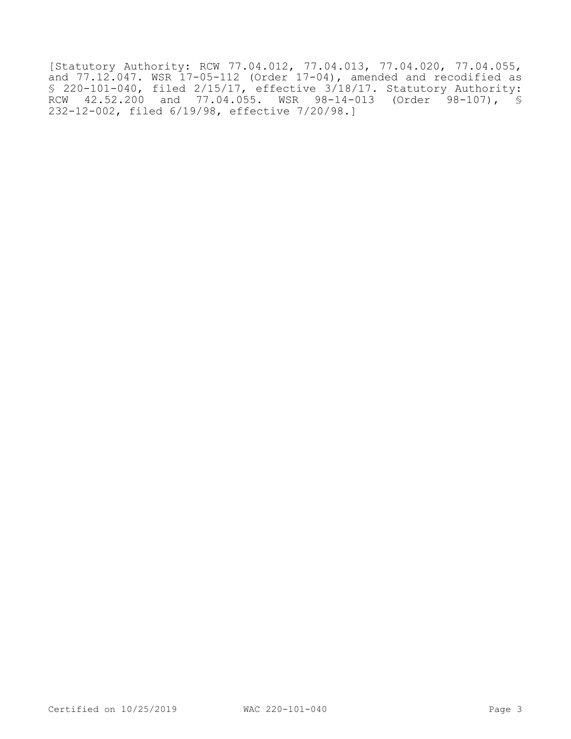[Statutory Authority: RCW 77.04.012, 77.04.013, 77.04.020, 77.04.055, and 77.12.047. WSR 17-05-112 (Order 17-04), amended and recodified as § 220-101-040, filed 2/15/17, effective 3/18/17. Statutory Authority: RCW 42.52.200 and 77.04.055. WSR 98-14-013 (Order 98-107), § 232-12-002, filed 6/19/98, effective 7/20/98.]